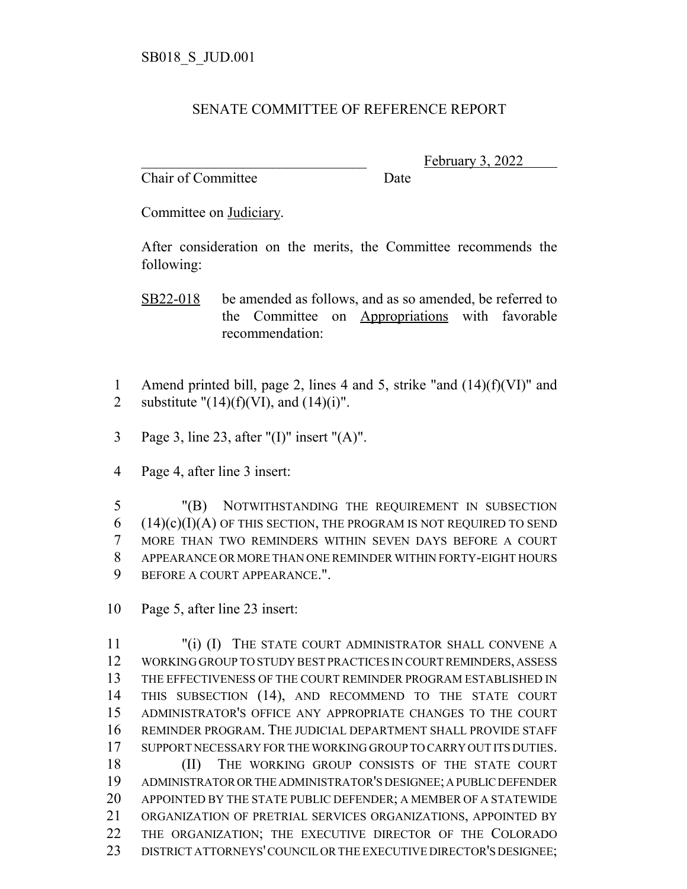SB018_S_JUD.001

# SENATE COMMITTEE OF REFERENCE REPORT

________________________________ February 3, 2022
Chair of Committee Date

Committee on Judiciary.

After consideration on the merits, the Committee recommends the following:

SB22-018 be amended as follows, and as so amended, be referred to the Committee on Appropriations with favorable recommendation:

1 Amend printed bill, page 2, lines 4 and 5, strike "and (14)(f)(VI)" and
2 substitute "(14)(f)(VI), and (14)(i)".

3 Page 3, line 23, after "(I)" insert "(A)".

4 Page 4, after line 3 insert:

5 "(B) NOTWITHSTANDING THE REQUIREMENT IN SUBSECTION
6 (14)(c)(I)(A) OF THIS SECTION, THE PROGRAM IS NOT REQUIRED TO SEND
7 MORE THAN TWO REMINDERS WITHIN SEVEN DAYS BEFORE A COURT
8 APPEARANCE OR MORE THAN ONE REMINDER WITHIN FORTY-EIGHT HOURS
9 BEFORE A COURT APPEARANCE.".

10 Page 5, after line 23 insert:

11 "(i) (I) THE STATE COURT ADMINISTRATOR SHALL CONVENE A
12 WORKING GROUP TO STUDY BEST PRACTICES IN COURT REMINDERS, ASSESS
13 THE EFFECTIVENESS OF THE COURT REMINDER PROGRAM ESTABLISHED IN
14 THIS SUBSECTION (14), AND RECOMMEND TO THE STATE COURT
15 ADMINISTRATOR'S OFFICE ANY APPROPRIATE CHANGES TO THE COURT
16 REMINDER PROGRAM. THE JUDICIAL DEPARTMENT SHALL PROVIDE STAFF
17 SUPPORT NECESSARY FOR THE WORKING GROUP TO CARRY OUT ITS DUTIES.
18 (II) THE WORKING GROUP CONSISTS OF THE STATE COURT
19 ADMINISTRATOR OR THE ADMINISTRATOR'S DESIGNEE; A PUBLIC DEFENDER
20 APPOINTED BY THE STATE PUBLIC DEFENDER; A MEMBER OF A STATEWIDE
21 ORGANIZATION OF PRETRIAL SERVICES ORGANIZATIONS, APPOINTED BY
22 THE ORGANIZATION; THE EXECUTIVE DIRECTOR OF THE COLORADO
23 DISTRICT ATTORNEYS' COUNCIL OR THE EXECUTIVE DIRECTOR'S DESIGNEE;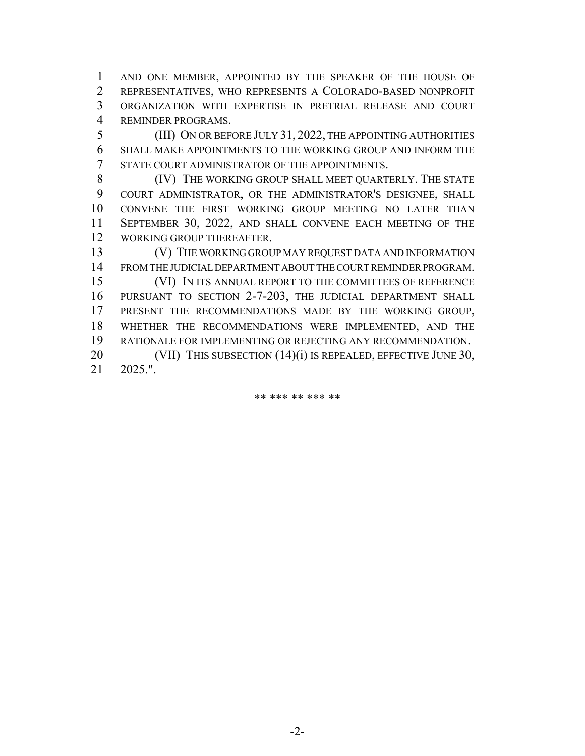AND ONE MEMBER, APPOINTED BY THE SPEAKER OF THE HOUSE OF REPRESENTATIVES, WHO REPRESENTS A COLORADO-BASED NONPROFIT ORGANIZATION WITH EXPERTISE IN PRETRIAL RELEASE AND COURT REMINDER PROGRAMS.

(III) ON OR BEFORE JULY 31, 2022, THE APPOINTING AUTHORITIES SHALL MAKE APPOINTMENTS TO THE WORKING GROUP AND INFORM THE STATE COURT ADMINISTRATOR OF THE APPOINTMENTS.

(IV) THE WORKING GROUP SHALL MEET QUARTERLY. THE STATE COURT ADMINISTRATOR, OR THE ADMINISTRATOR'S DESIGNEE, SHALL CONVENE THE FIRST WORKING GROUP MEETING NO LATER THAN SEPTEMBER 30, 2022, AND SHALL CONVENE EACH MEETING OF THE WORKING GROUP THEREAFTER.

(V) THE WORKING GROUP MAY REQUEST DATA AND INFORMATION FROM THE JUDICIAL DEPARTMENT ABOUT THE COURT REMINDER PROGRAM.

(VI) IN ITS ANNUAL REPORT TO THE COMMITTEES OF REFERENCE PURSUANT TO SECTION 2-7-203, THE JUDICIAL DEPARTMENT SHALL PRESENT THE RECOMMENDATIONS MADE BY THE WORKING GROUP, WHETHER THE RECOMMENDATIONS WERE IMPLEMENTED, AND THE RATIONALE FOR IMPLEMENTING OR REJECTING ANY RECOMMENDATION.

(VII) THIS SUBSECTION (14)(i) IS REPEALED, EFFECTIVE JUNE 30, 2025.".

** *** ** *** **